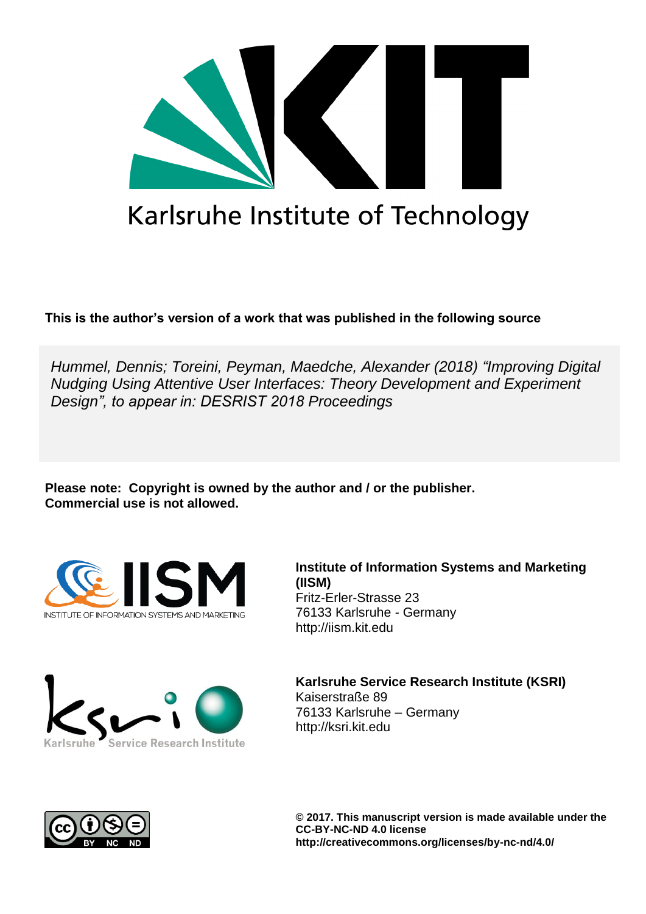Karlsruhe Institute of Technology

**This is the author's version of a work that was published in the following source**

*Hummel, Dennis; Toreini, Peyman, Maedche, Alexander (2018) "Improving Digital Nudging Using Attentive User Interfaces: Theory Development and Experiment Design", to appear in: DESRIST 2018 Proceedings*

**Please note: Copyright is owned by the author and / or the publisher. Commercial use is not allowed.**

**Institute of Information Systems and Marketing (IISM)**
Fritz-Erler-Strasse 23
76133 Karlsruhe - Germany
http://iism.kit.edu

**Karlsruhe Service Research Institute (KSRI)**
Kaiserstraße 89
76133 Karlsruhe – Germany
http://ksri.kit.edu

**© 2017. This manuscript version is made available under the CC-BY-NC-ND 4.0 license**
**http://creativecommons.org/licenses/by-nc-nd/4.0/**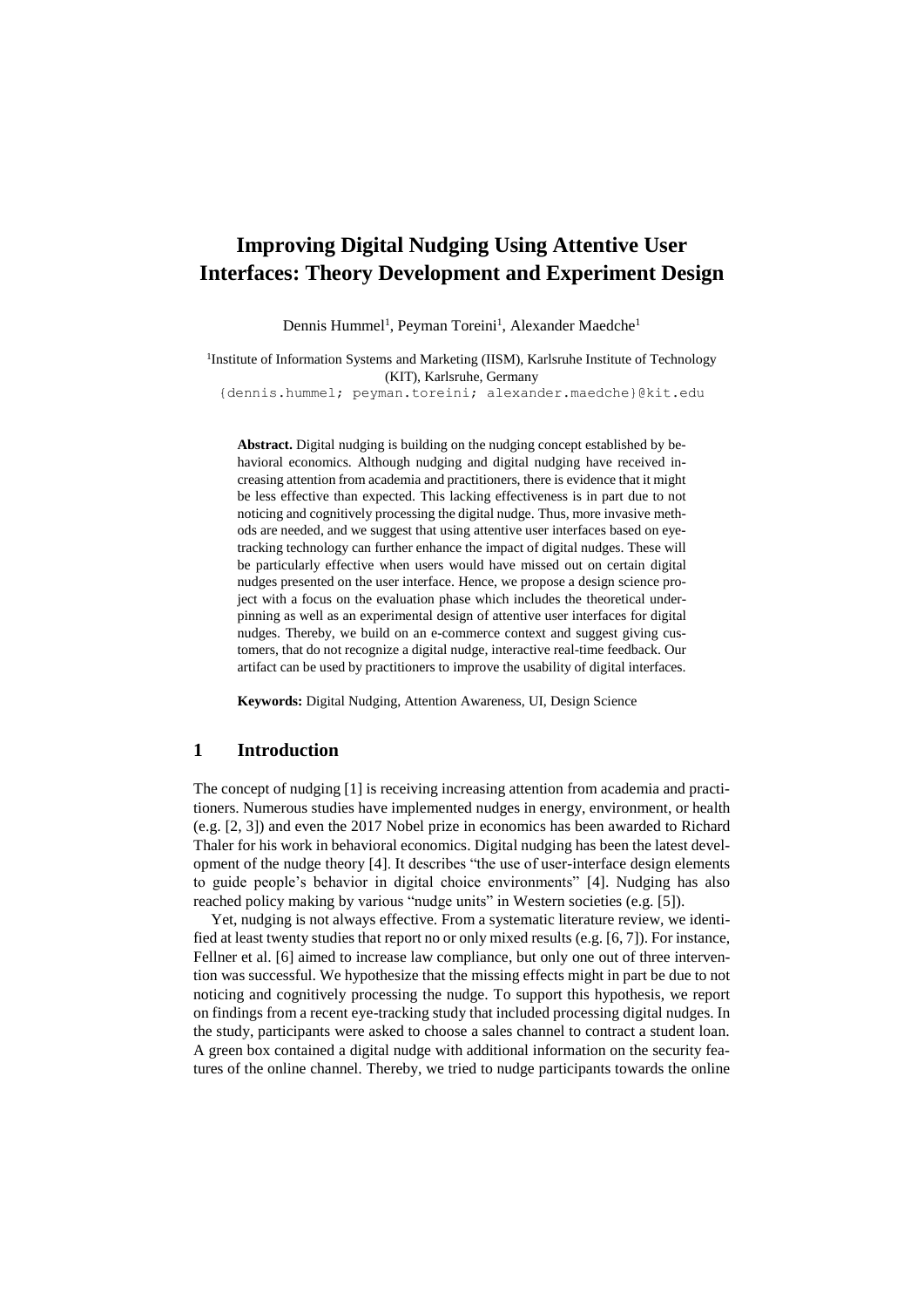# Improving Digital Nudging Using Attentive User Interfaces: Theory Development and Experiment Design

Dennis Hummel[1], Peyman Toreini[1], Alexander Maedche[1]

[1]Institute of Information Systems and Marketing (IISM), Karlsruhe Institute of Technology (KIT), Karlsruhe, Germany

{dennis.hummel; peyman.toreini; alexander.maedche}@kit.edu

**Abstract.** Digital nudging is building on the nudging concept established by behavioral economics. Although nudging and digital nudging have received increasing attention from academia and practitioners, there is evidence that it might be less effective than expected. This lacking effectiveness is in part due to not noticing and cognitively processing the digital nudge. Thus, more invasive methods are needed, and we suggest that using attentive user interfaces based on eye-tracking technology can further enhance the impact of digital nudges. These will be particularly effective when users would have missed out on certain digital nudges presented on the user interface. Hence, we propose a design science project with a focus on the evaluation phase which includes the theoretical underpinning as well as an experimental design of attentive user interfaces for digital nudges. Thereby, we build on an e-commerce context and suggest giving customers, that do not recognize a digital nudge, interactive real-time feedback. Our artifact can be used by practitioners to improve the usability of digital interfaces.

**Keywords:** Digital Nudging, Attention Awareness, UI, Design Science

## 1 Introduction

The concept of nudging [1] is receiving increasing attention from academia and practitioners. Numerous studies have implemented nudges in energy, environment, or health (e.g. [2, 3]) and even the 2017 Nobel prize in economics has been awarded to Richard Thaler for his work in behavioral economics. Digital nudging has been the latest development of the nudge theory [4]. It describes "the use of user-interface design elements to guide people's behavior in digital choice environments" [4]. Nudging has also reached policy making by various "nudge units" in Western societies (e.g. [5]).

Yet, nudging is not always effective. From a systematic literature review, we identified at least twenty studies that report no or only mixed results (e.g. [6, 7]). For instance, Fellner et al. [6] aimed to increase law compliance, but only one out of three intervention was successful. We hypothesize that the missing effects might in part be due to not noticing and cognitively processing the nudge. To support this hypothesis, we report on findings from a recent eye-tracking study that included processing digital nudges. In the study, participants were asked to choose a sales channel to contract a student loan. A green box contained a digital nudge with additional information on the security features of the online channel. Thereby, we tried to nudge participants towards the online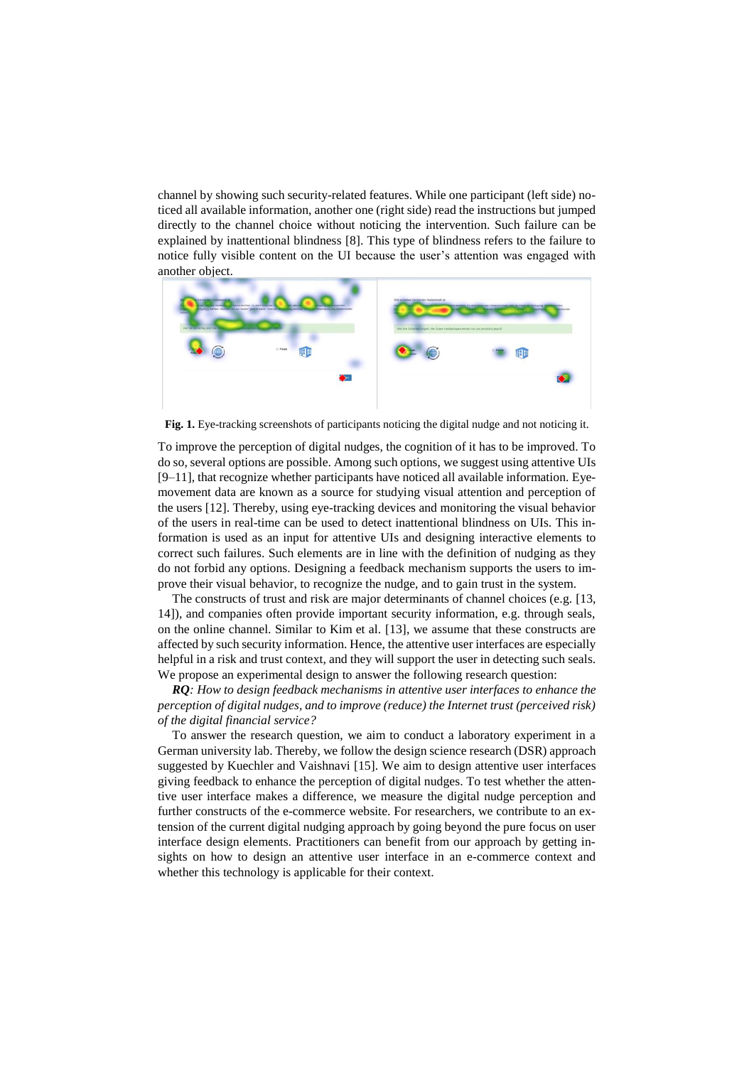channel by showing such security-related features. While one participant (left side) noticed all available information, another one (right side) read the instructions but jumped directly to the channel choice without noticing the intervention. Such failure can be explained by inattentional blindness [8]. This type of blindness refers to the failure to notice fully visible content on the UI because the user's attention was engaged with another object.

**Fig. 1.** Eye-tracking screenshots of participants noticing the digital nudge and not noticing it.

To improve the perception of digital nudges, the cognition of it has to be improved. To do so, several options are possible. Among such options, we suggest using attentive UIs [9–11], that recognize whether participants have noticed all available information. Eye-movement data are known as a source for studying visual attention and perception of the users [12]. Thereby, using eye-tracking devices and monitoring the visual behavior of the users in real-time can be used to detect inattentional blindness on UIs. This information is used as an input for attentive UIs and designing interactive elements to correct such failures. Such elements are in line with the definition of nudging as they do not forbid any options. Designing a feedback mechanism supports the users to improve their visual behavior, to recognize the nudge, and to gain trust in the system.

The constructs of trust and risk are major determinants of channel choices (e.g. [13, 14]), and companies often provide important security information, e.g. through seals, on the online channel. Similar to Kim et al. [13], we assume that these constructs are affected by such security information. Hence, the attentive user interfaces are especially helpful in a risk and trust context, and they will support the user in detecting such seals. We propose an experimental design to answer the following research question:

***RQ****: How to design feedback mechanisms in attentive user interfaces to enhance the perception of digital nudges, and to improve (reduce) the Internet trust (perceived risk) of the digital financial service?*

To answer the research question, we aim to conduct a laboratory experiment in a German university lab. Thereby, we follow the design science research (DSR) approach suggested by Kuechler and Vaishnavi [15]. We aim to design attentive user interfaces giving feedback to enhance the perception of digital nudges. To test whether the attentive user interface makes a difference, we measure the digital nudge perception and further constructs of the e-commerce website. For researchers, we contribute to an extension of the current digital nudging approach by going beyond the pure focus on user interface design elements. Practitioners can benefit from our approach by getting insights on how to design an attentive user interface in an e-commerce context and whether this technology is applicable for their context.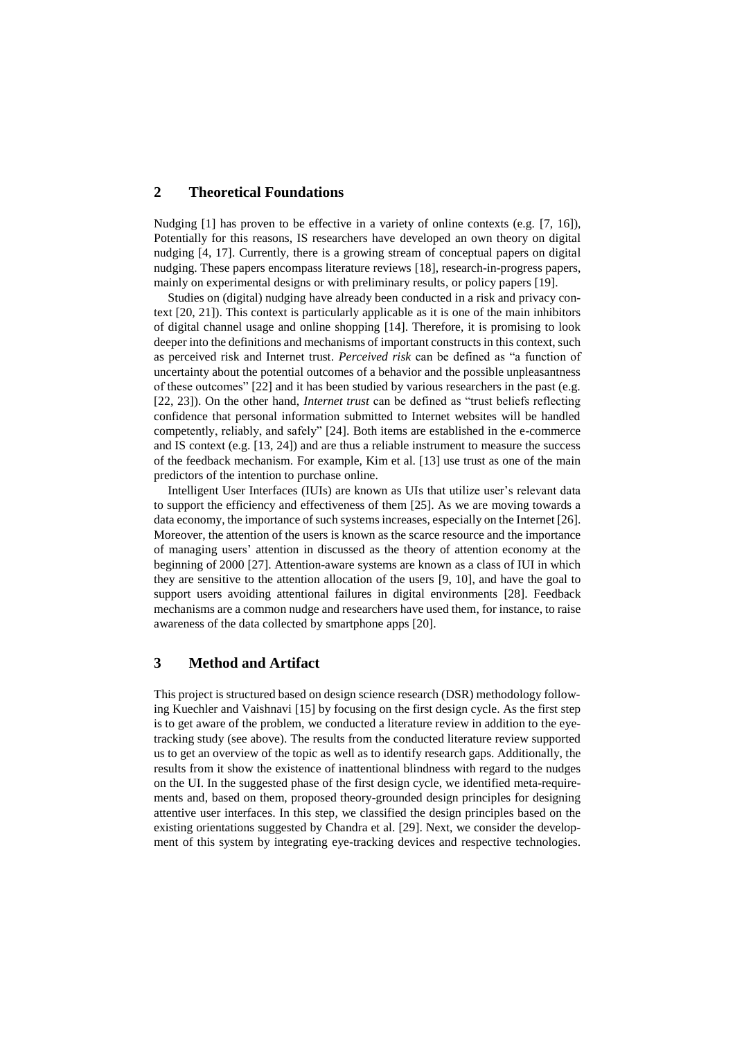## 2 Theoretical Foundations

Nudging [1] has proven to be effective in a variety of online contexts (e.g. [7, 16]), Potentially for this reasons, IS researchers have developed an own theory on digital nudging [4, 17]. Currently, there is a growing stream of conceptual papers on digital nudging. These papers encompass literature reviews [18], research-in-progress papers, mainly on experimental designs or with preliminary results, or policy papers [19].

Studies on (digital) nudging have already been conducted in a risk and privacy context [20, 21]). This context is particularly applicable as it is one of the main inhibitors of digital channel usage and online shopping [14]. Therefore, it is promising to look deeper into the definitions and mechanisms of important constructs in this context, such as perceived risk and Internet trust. *Perceived risk* can be defined as "a function of uncertainty about the potential outcomes of a behavior and the possible unpleasantness of these outcomes" [22] and it has been studied by various researchers in the past (e.g. [22, 23]). On the other hand, *Internet trust* can be defined as "trust beliefs reflecting confidence that personal information submitted to Internet websites will be handled competently, reliably, and safely" [24]. Both items are established in the e-commerce and IS context (e.g. [13, 24]) and are thus a reliable instrument to measure the success of the feedback mechanism. For example, Kim et al. [13] use trust as one of the main predictors of the intention to purchase online.

Intelligent User Interfaces (IUIs) are known as UIs that utilize user's relevant data to support the efficiency and effectiveness of them [25]. As we are moving towards a data economy, the importance of such systems increases, especially on the Internet [26]. Moreover, the attention of the users is known as the scarce resource and the importance of managing users' attention in discussed as the theory of attention economy at the beginning of 2000 [27]. Attention-aware systems are known as a class of IUI in which they are sensitive to the attention allocation of the users [9, 10], and have the goal to support users avoiding attentional failures in digital environments [28]. Feedback mechanisms are a common nudge and researchers have used them, for instance, to raise awareness of the data collected by smartphone apps [20].

## 3 Method and Artifact

This project is structured based on design science research (DSR) methodology following Kuechler and Vaishnavi [15] by focusing on the first design cycle. As the first step is to get aware of the problem, we conducted a literature review in addition to the eye-tracking study (see above). The results from the conducted literature review supported us to get an overview of the topic as well as to identify research gaps. Additionally, the results from it show the existence of inattentional blindness with regard to the nudges on the UI. In the suggested phase of the first design cycle, we identified meta-requirements and, based on them, proposed theory-grounded design principles for designing attentive user interfaces. In this step, we classified the design principles based on the existing orientations suggested by Chandra et al. [29]. Next, we consider the development of this system by integrating eye-tracking devices and respective technologies.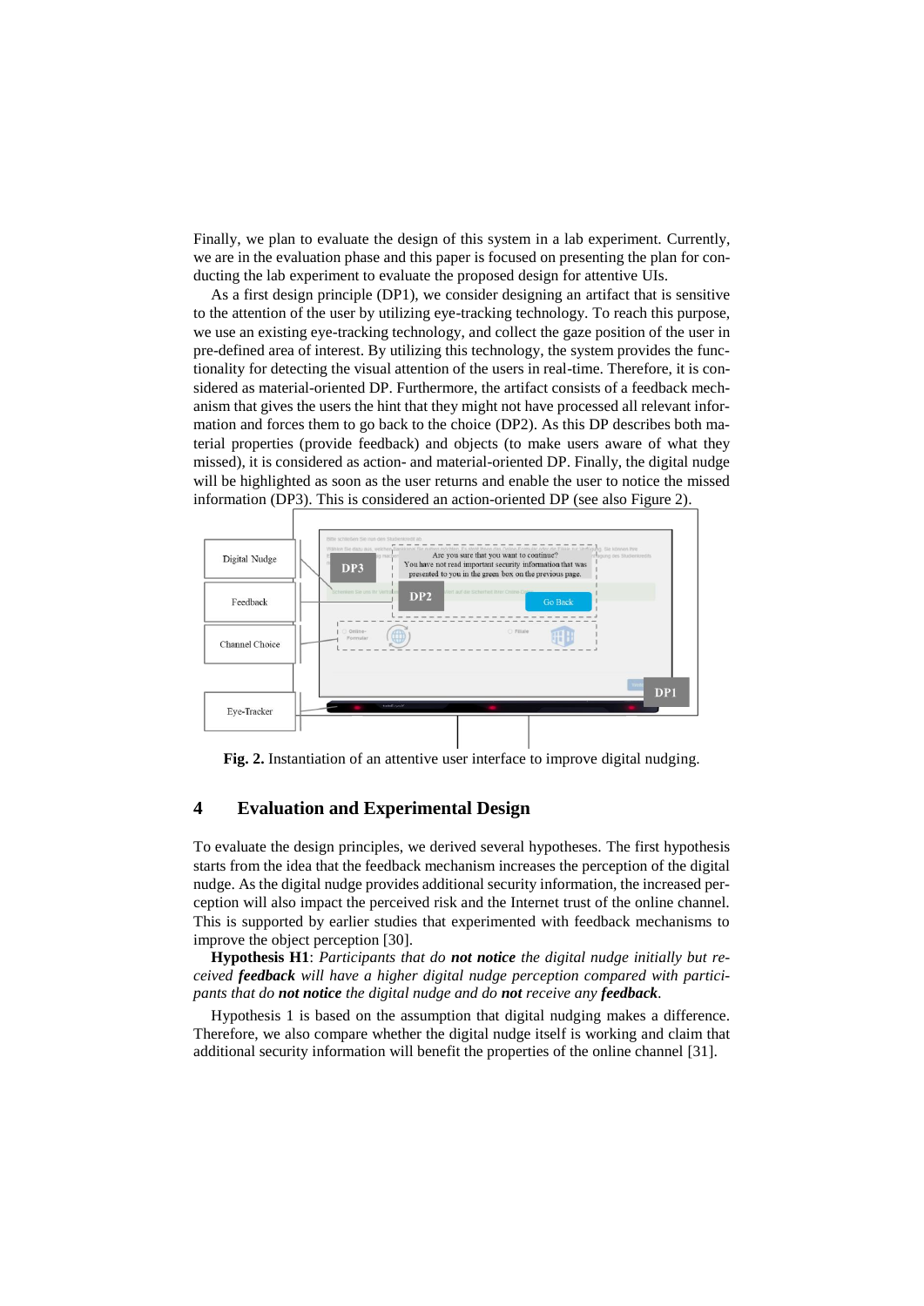Finally, we plan to evaluate the design of this system in a lab experiment. Currently, we are in the evaluation phase and this paper is focused on presenting the plan for conducting the lab experiment to evaluate the proposed design for attentive UIs.

As a first design principle (DP1), we consider designing an artifact that is sensitive to the attention of the user by utilizing eye-tracking technology. To reach this purpose, we use an existing eye-tracking technology, and collect the gaze position of the user in pre-defined area of interest. By utilizing this technology, the system provides the functionality for detecting the visual attention of the users in real-time. Therefore, it is considered as material-oriented DP. Furthermore, the artifact consists of a feedback mechanism that gives the users the hint that they might not have processed all relevant information and forces them to go back to the choice (DP2). As this DP describes both material properties (provide feedback) and objects (to make users aware of what they missed), it is considered as action- and material-oriented DP. Finally, the digital nudge will be highlighted as soon as the user returns and enable the user to notice the missed information (DP3). This is considered an action-oriented DP (see also Figure 2).

**Fig. 2.** Instantiation of an attentive user interface to improve digital nudging.

## 4 Evaluation and Experimental Design

To evaluate the design principles, we derived several hypotheses. The first hypothesis starts from the idea that the feedback mechanism increases the perception of the digital nudge. As the digital nudge provides additional security information, the increased perception will also impact the perceived risk and the Internet trust of the online channel. This is supported by earlier studies that experimented with feedback mechanisms to improve the object perception [30].

**Hypothesis H1**: *Participants that do **not notice** the digital nudge initially but received **feedback** will have a higher digital nudge perception compared with participants that do **not notice** the digital nudge and do **not** receive any **feedback**.*

Hypothesis 1 is based on the assumption that digital nudging makes a difference. Therefore, we also compare whether the digital nudge itself is working and claim that additional security information will benefit the properties of the online channel [31].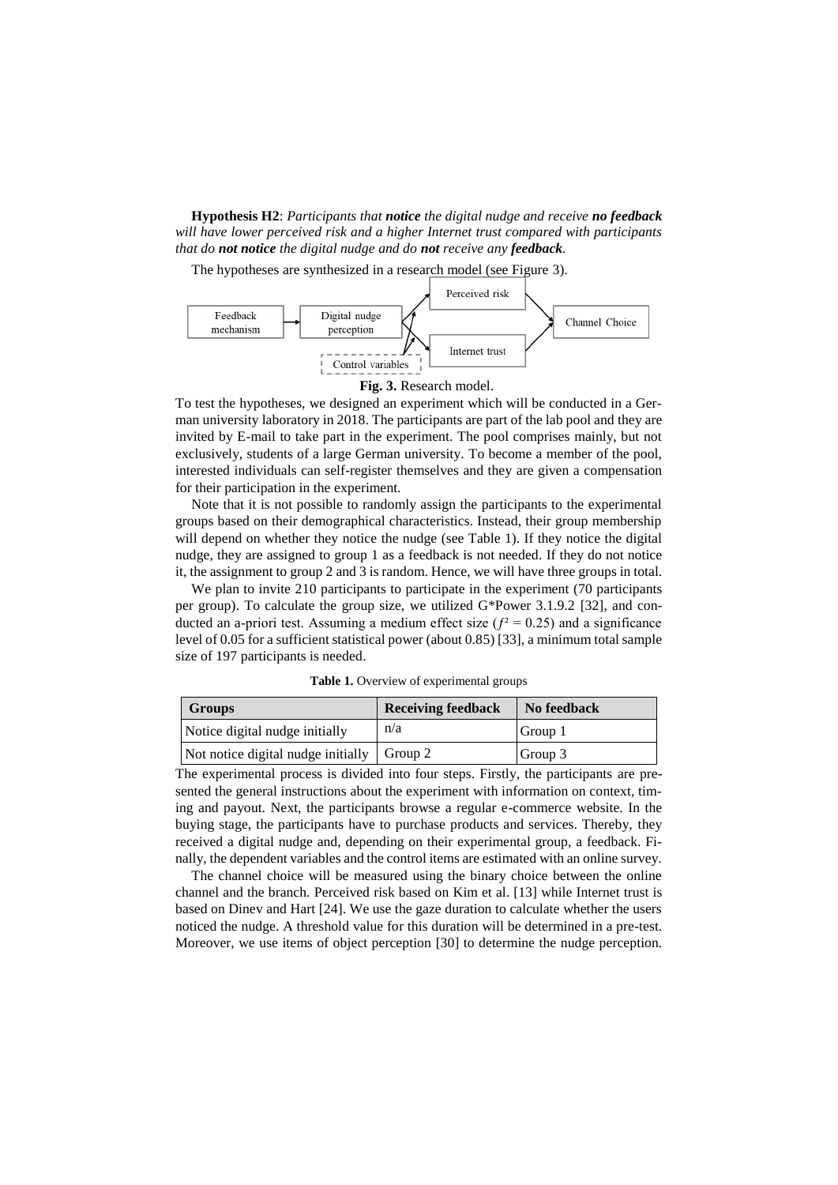**Hypothesis H2**: *Participants that **notice** the digital nudge and receive **no feedback** will have lower perceived risk and a higher Internet trust compared with participants that do **not notice** the digital nudge and do **not** receive any **feedback**.*

The hypotheses are synthesized in a research model (see Figure 3).

**Fig. 3.** Research model.

To test the hypotheses, we designed an experiment which will be conducted in a German university laboratory in 2018. The participants are part of the lab pool and they are invited by E-mail to take part in the experiment. The pool comprises mainly, but not exclusively, students of a large German university. To become a member of the pool, interested individuals can self-register themselves and they are given a compensation for their participation in the experiment.

Note that it is not possible to randomly assign the participants to the experimental groups based on their demographical characteristics. Instead, their group membership will depend on whether they notice the nudge (see Table 1). If they notice the digital nudge, they are assigned to group 1 as a feedback is not needed. If they do not notice it, the assignment to group 2 and 3 is random. Hence, we will have three groups in total.

We plan to invite 210 participants to participate in the experiment (70 participants per group). To calculate the group size, we utilized G*Power 3.1.9.2 [32], and conducted an a-priori test. Assuming a medium effect size ($f^2 = 0.25$) and a significance level of 0.05 for a sufficient statistical power (about 0.85) [33], a minimum total sample size of 197 participants is needed.

**Table 1.** Overview of experimental groups

| Groups | Receiving feedback | No feedback |
|---|---|---|
| Notice digital nudge initially | n/a | Group 1 |
| Not notice digital nudge initially | Group 2 | Group 3 |

The experimental process is divided into four steps. Firstly, the participants are presented the general instructions about the experiment with information on context, timing and payout. Next, the participants browse a regular e-commerce website. In the buying stage, the participants have to purchase products and services. Thereby, they received a digital nudge and, depending on their experimental group, a feedback. Finally, the dependent variables and the control items are estimated with an online survey.

The channel choice will be measured using the binary choice between the online channel and the branch. Perceived risk based on Kim et al. [13] while Internet trust is based on Dinev and Hart [24]. We use the gaze duration to calculate whether the users noticed the nudge. A threshold value for this duration will be determined in a pre-test. Moreover, we use items of object perception [30] to determine the nudge perception.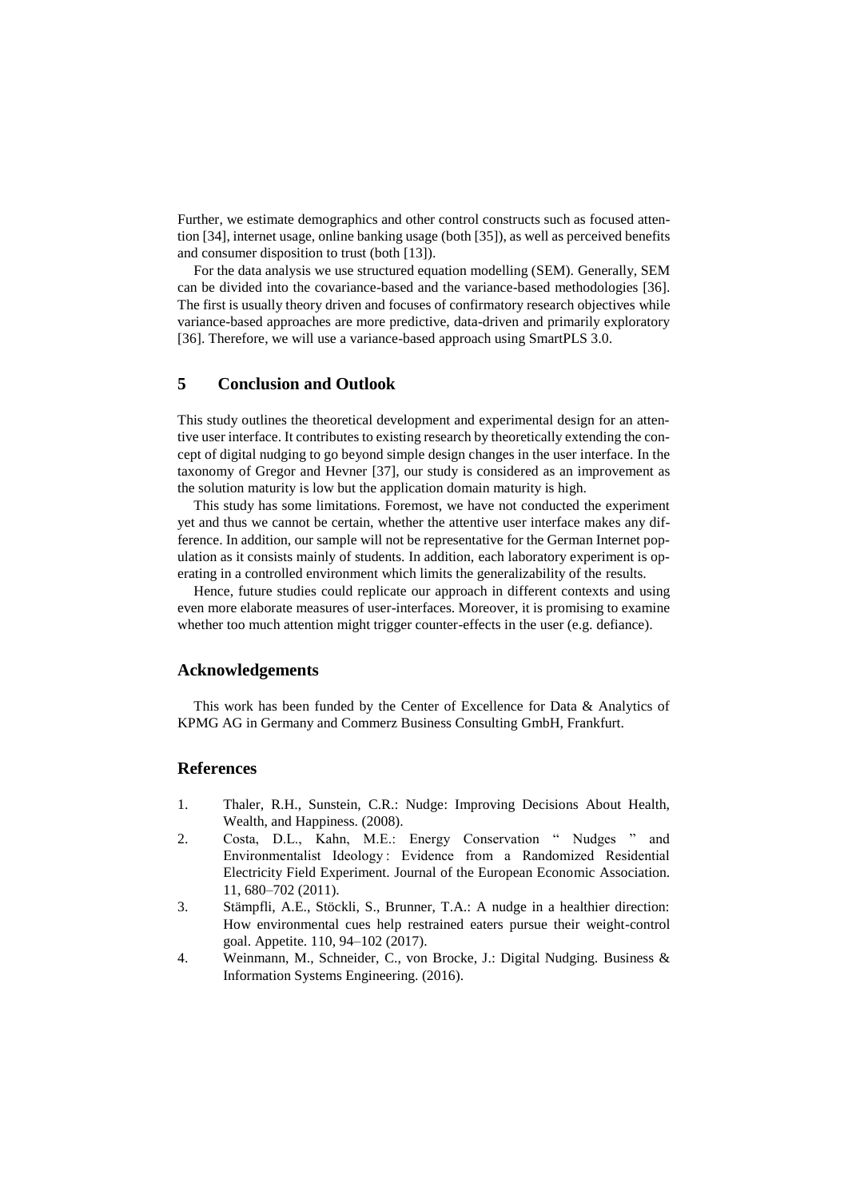Further, we estimate demographics and other control constructs such as focused attention [34], internet usage, online banking usage (both [35]), as well as perceived benefits and consumer disposition to trust (both [13]).

For the data analysis we use structured equation modelling (SEM). Generally, SEM can be divided into the covariance-based and the variance-based methodologies [36]. The first is usually theory driven and focuses of confirmatory research objectives while variance-based approaches are more predictive, data-driven and primarily exploratory [36]. Therefore, we will use a variance-based approach using SmartPLS 3.0.

## 5 Conclusion and Outlook

This study outlines the theoretical development and experimental design for an attentive user interface. It contributes to existing research by theoretically extending the concept of digital nudging to go beyond simple design changes in the user interface. In the taxonomy of Gregor and Hevner [37], our study is considered as an improvement as the solution maturity is low but the application domain maturity is high.

This study has some limitations. Foremost, we have not conducted the experiment yet and thus we cannot be certain, whether the attentive user interface makes any difference. In addition, our sample will not be representative for the German Internet population as it consists mainly of students. In addition, each laboratory experiment is operating in a controlled environment which limits the generalizability of the results.

Hence, future studies could replicate our approach in different contexts and using even more elaborate measures of user-interfaces. Moreover, it is promising to examine whether too much attention might trigger counter-effects in the user (e.g. defiance).

## Acknowledgements

This work has been funded by the Center of Excellence for Data & Analytics of KPMG AG in Germany and Commerz Business Consulting GmbH, Frankfurt.

## References

1. Thaler, R.H., Sunstein, C.R.: Nudge: Improving Decisions About Health, Wealth, and Happiness. (2008).
2. Costa, D.L., Kahn, M.E.: Energy Conservation " Nudges " and Environmentalist Ideology : Evidence from a Randomized Residential Electricity Field Experiment. Journal of the European Economic Association. 11, 680–702 (2011).
3. Stämpfli, A.E., Stöckli, S., Brunner, T.A.: A nudge in a healthier direction: How environmental cues help restrained eaters pursue their weight-control goal. Appetite. 110, 94–102 (2017).
4. Weinmann, M., Schneider, C., von Brocke, J.: Digital Nudging. Business & Information Systems Engineering. (2016).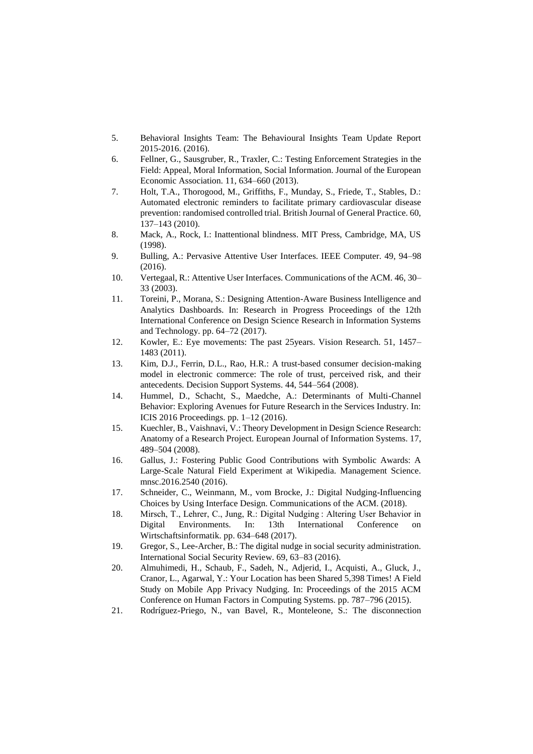5. Behavioral Insights Team: The Behavioural Insights Team Update Report 2015-2016. (2016).
6. Fellner, G., Sausgruber, R., Traxler, C.: Testing Enforcement Strategies in the Field: Appeal, Moral Information, Social Information. Journal of the European Economic Association. 11, 634–660 (2013).
7. Holt, T.A., Thorogood, M., Griffiths, F., Munday, S., Friede, T., Stables, D.: Automated electronic reminders to facilitate primary cardiovascular disease prevention: randomised controlled trial. British Journal of General Practice. 60, 137–143 (2010).
8. Mack, A., Rock, I.: Inattentional blindness. MIT Press, Cambridge, MA, US (1998).
9. Bulling, A.: Pervasive Attentive User Interfaces. IEEE Computer. 49, 94–98 (2016).
10. Vertegaal, R.: Attentive User Interfaces. Communications of the ACM. 46, 30–33 (2003).
11. Toreini, P., Morana, S.: Designing Attention-Aware Business Intelligence and Analytics Dashboards. In: Research in Progress Proceedings of the 12th International Conference on Design Science Research in Information Systems and Technology. pp. 64–72 (2017).
12. Kowler, E.: Eye movements: The past 25years. Vision Research. 51, 1457–1483 (2011).
13. Kim, D.J., Ferrin, D.L., Rao, H.R.: A trust-based consumer decision-making model in electronic commerce: The role of trust, perceived risk, and their antecedents. Decision Support Systems. 44, 544–564 (2008).
14. Hummel, D., Schacht, S., Maedche, A.: Determinants of Multi-Channel Behavior: Exploring Avenues for Future Research in the Services Industry. In: ICIS 2016 Proceedings. pp. 1–12 (2016).
15. Kuechler, B., Vaishnavi, V.: Theory Development in Design Science Research: Anatomy of a Research Project. European Journal of Information Systems. 17, 489–504 (2008).
16. Gallus, J.: Fostering Public Good Contributions with Symbolic Awards: A Large-Scale Natural Field Experiment at Wikipedia. Management Science. mnsc.2016.2540 (2016).
17. Schneider, C., Weinmann, M., vom Brocke, J.: Digital Nudging-Influencing Choices by Using Interface Design. Communications of the ACM. (2018).
18. Mirsch, T., Lehrer, C., Jung, R.: Digital Nudging : Altering User Behavior in Digital Environments. In: 13th International Conference on Wirtschaftsinformatik. pp. 634–648 (2017).
19. Gregor, S., Lee-Archer, B.: The digital nudge in social security administration. International Social Security Review. 69, 63–83 (2016).
20. Almuhimedi, H., Schaub, F., Sadeh, N., Adjerid, I., Acquisti, A., Gluck, J., Cranor, L., Agarwal, Y.: Your Location has been Shared 5,398 Times! A Field Study on Mobile App Privacy Nudging. In: Proceedings of the 2015 ACM Conference on Human Factors in Computing Systems. pp. 787–796 (2015).
21. Rodríguez-Priego, N., van Bavel, R., Monteleone, S.: The disconnection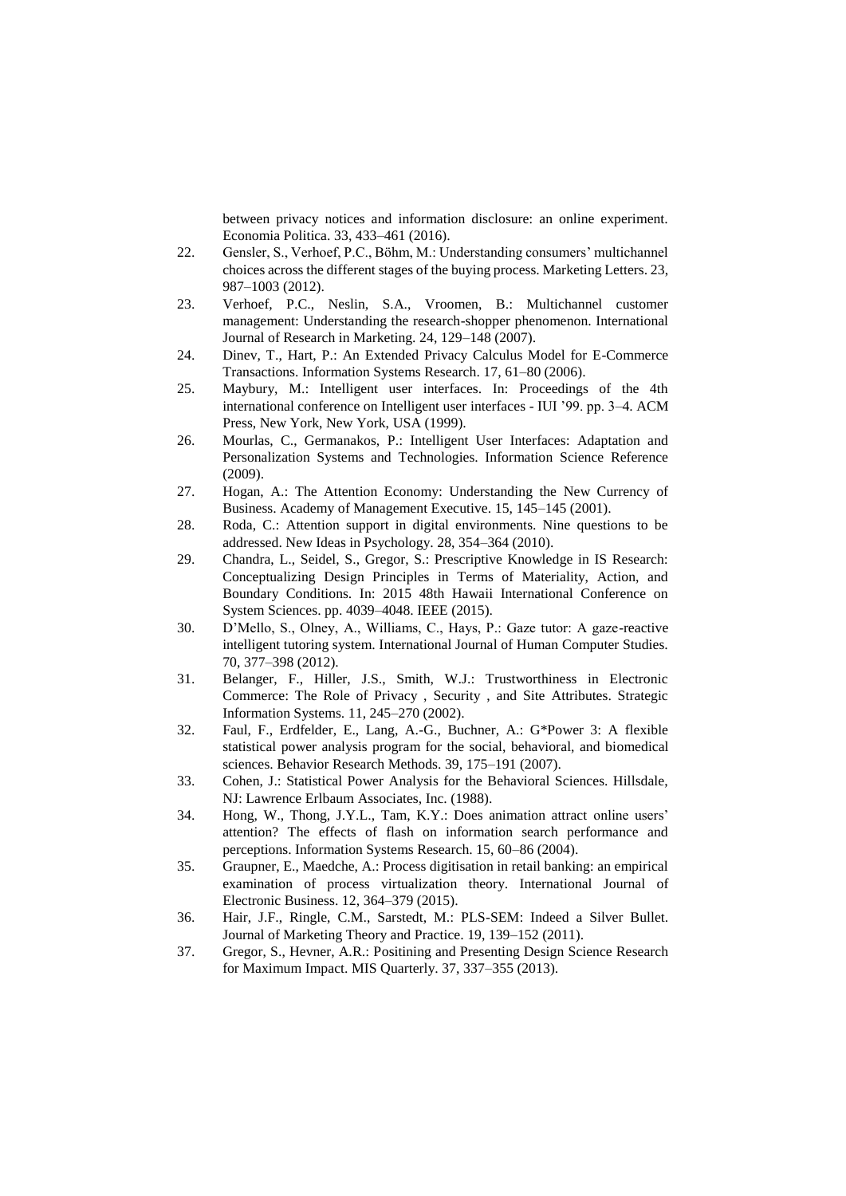between privacy notices and information disclosure: an online experiment. Economia Politica. 33, 433–461 (2016).

22. Gensler, S., Verhoef, P.C., Böhm, M.: Understanding consumers' multichannel choices across the different stages of the buying process. Marketing Letters. 23, 987–1003 (2012).
23. Verhoef, P.C., Neslin, S.A., Vroomen, B.: Multichannel customer management: Understanding the research-shopper phenomenon. International Journal of Research in Marketing. 24, 129–148 (2007).
24. Dinev, T., Hart, P.: An Extended Privacy Calculus Model for E-Commerce Transactions. Information Systems Research. 17, 61–80 (2006).
25. Maybury, M.: Intelligent user interfaces. In: Proceedings of the 4th international conference on Intelligent user interfaces - IUI '99. pp. 3–4. ACM Press, New York, New York, USA (1999).
26. Mourlas, C., Germanakos, P.: Intelligent User Interfaces: Adaptation and Personalization Systems and Technologies. Information Science Reference (2009).
27. Hogan, A.: The Attention Economy: Understanding the New Currency of Business. Academy of Management Executive. 15, 145–145 (2001).
28. Roda, C.: Attention support in digital environments. Nine questions to be addressed. New Ideas in Psychology. 28, 354–364 (2010).
29. Chandra, L., Seidel, S., Gregor, S.: Prescriptive Knowledge in IS Research: Conceptualizing Design Principles in Terms of Materiality, Action, and Boundary Conditions. In: 2015 48th Hawaii International Conference on System Sciences. pp. 4039–4048. IEEE (2015).
30. D'Mello, S., Olney, A., Williams, C., Hays, P.: Gaze tutor: A gaze-reactive intelligent tutoring system. International Journal of Human Computer Studies. 70, 377–398 (2012).
31. Belanger, F., Hiller, J.S., Smith, W.J.: Trustworthiness in Electronic Commerce: The Role of Privacy , Security , and Site Attributes. Strategic Information Systems. 11, 245–270 (2002).
32. Faul, F., Erdfelder, E., Lang, A.-G., Buchner, A.: G*Power 3: A flexible statistical power analysis program for the social, behavioral, and biomedical sciences. Behavior Research Methods. 39, 175–191 (2007).
33. Cohen, J.: Statistical Power Analysis for the Behavioral Sciences. Hillsdale, NJ: Lawrence Erlbaum Associates, Inc. (1988).
34. Hong, W., Thong, J.Y.L., Tam, K.Y.: Does animation attract online users' attention? The effects of flash on information search performance and perceptions. Information Systems Research. 15, 60–86 (2004).
35. Graupner, E., Maedche, A.: Process digitisation in retail banking: an empirical examination of process virtualization theory. International Journal of Electronic Business. 12, 364–379 (2015).
36. Hair, J.F., Ringle, C.M., Sarstedt, M.: PLS-SEM: Indeed a Silver Bullet. Journal of Marketing Theory and Practice. 19, 139–152 (2011).
37. Gregor, S., Hevner, A.R.: Positining and Presenting Design Science Research for Maximum Impact. MIS Quarterly. 37, 337–355 (2013).